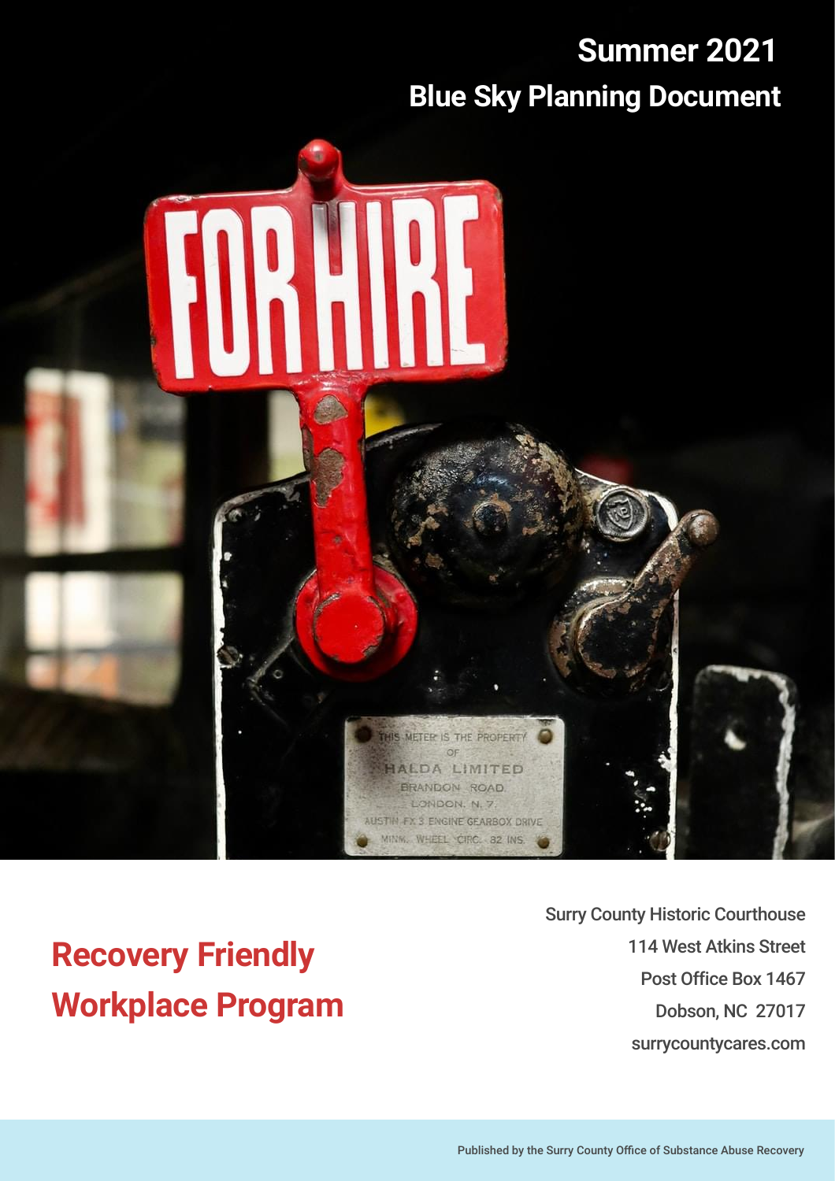# Summer 2021

## Blue Sky Planning Document

# Recovery Friendly Workplace Program

Surry County Historic Courthouse
114 West Atkins Street
Post Office Box 1467
Dobson, NC 27017
surrycountycares.com

Published by the Surry County Office of Substance Abuse Recovery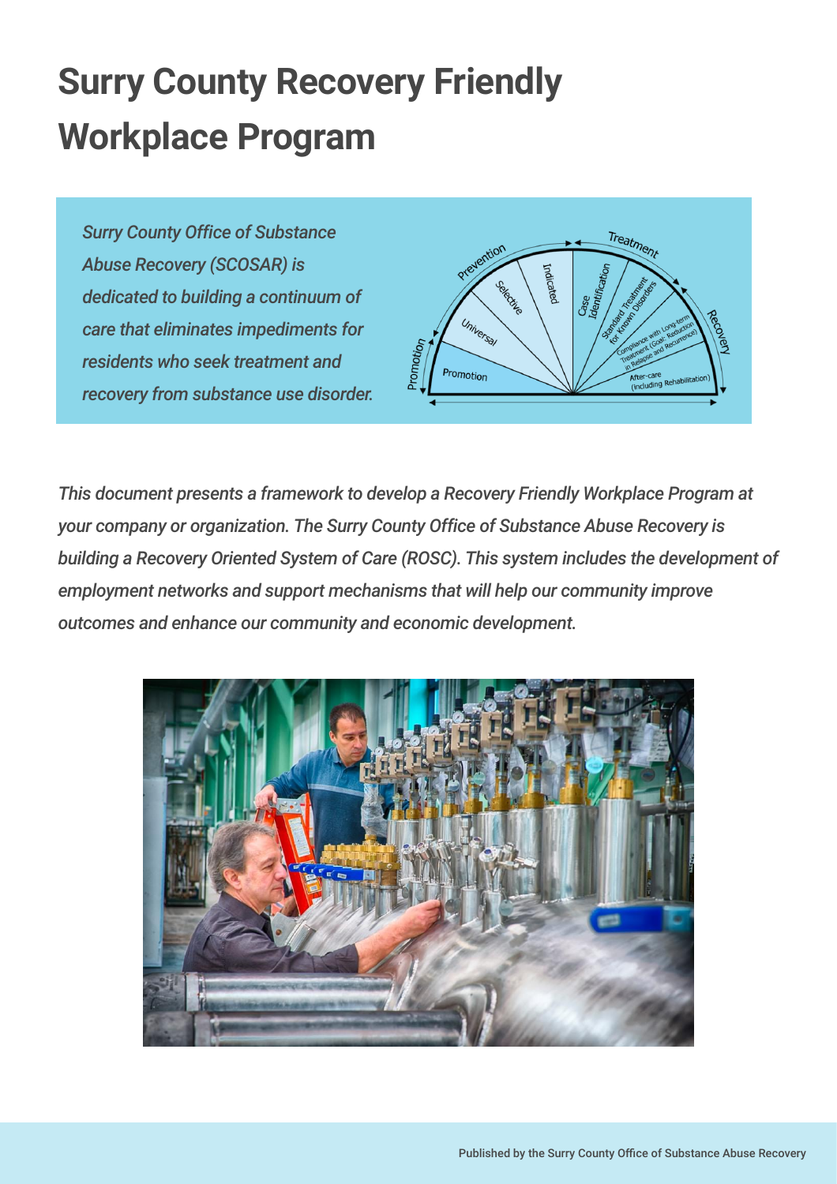# Surry County Recovery Friendly Workplace Program

*Surry County Office of Substance Abuse Recovery (SCOSAR) is dedicated to building a continuum of care that eliminates impediments for residents who seek treatment and recovery from substance use disorder.*

*This document presents a framework to develop a Recovery Friendly Workplace Program at your company or organization. The Surry County Office of Substance Abuse Recovery is building a Recovery Oriented System of Care (ROSC). This system includes the development of employment networks and support mechanisms that will help our community improve outcomes and enhance our community and economic development.*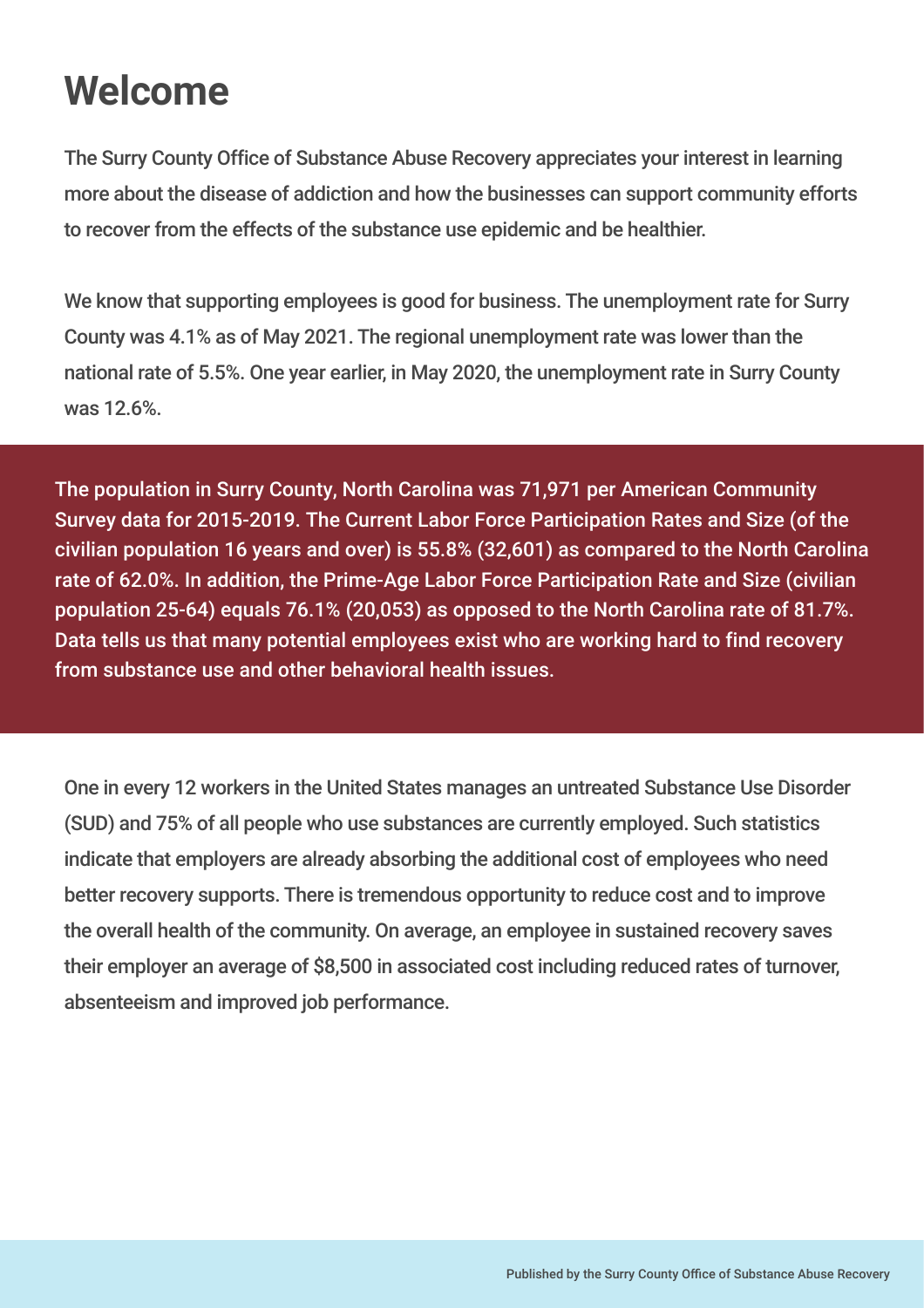# Welcome

The Surry County Office of Substance Abuse Recovery appreciates your interest in learning more about the disease of addiction and how the businesses can support community efforts to recover from the effects of the substance use epidemic and be healthier.

We know that supporting employees is good for business. The unemployment rate for Surry County was 4.1% as of May 2021. The regional unemployment rate was lower than the national rate of 5.5%. One year earlier, in May 2020, the unemployment rate in Surry County was 12.6%.

The population in Surry County, North Carolina was 71,971 per American Community Survey data for 2015-2019. The Current Labor Force Participation Rates and Size (of the civilian population 16 years and over) is 55.8% (32,601) as compared to the North Carolina rate of 62.0%. In addition, the Prime-Age Labor Force Participation Rate and Size (civilian population 25-64) equals 76.1% (20,053) as opposed to the North Carolina rate of 81.7%. Data tells us that many potential employees exist who are working hard to find recovery from substance use and other behavioral health issues.

One in every 12 workers in the United States manages an untreated Substance Use Disorder (SUD) and 75% of all people who use substances are currently employed. Such statistics indicate that employers are already absorbing the additional cost of employees who need better recovery supports. There is tremendous opportunity to reduce cost and to improve the overall health of the community. On average, an employee in sustained recovery saves their employer an average of $8,500 in associated cost including reduced rates of turnover, absenteeism and improved job performance.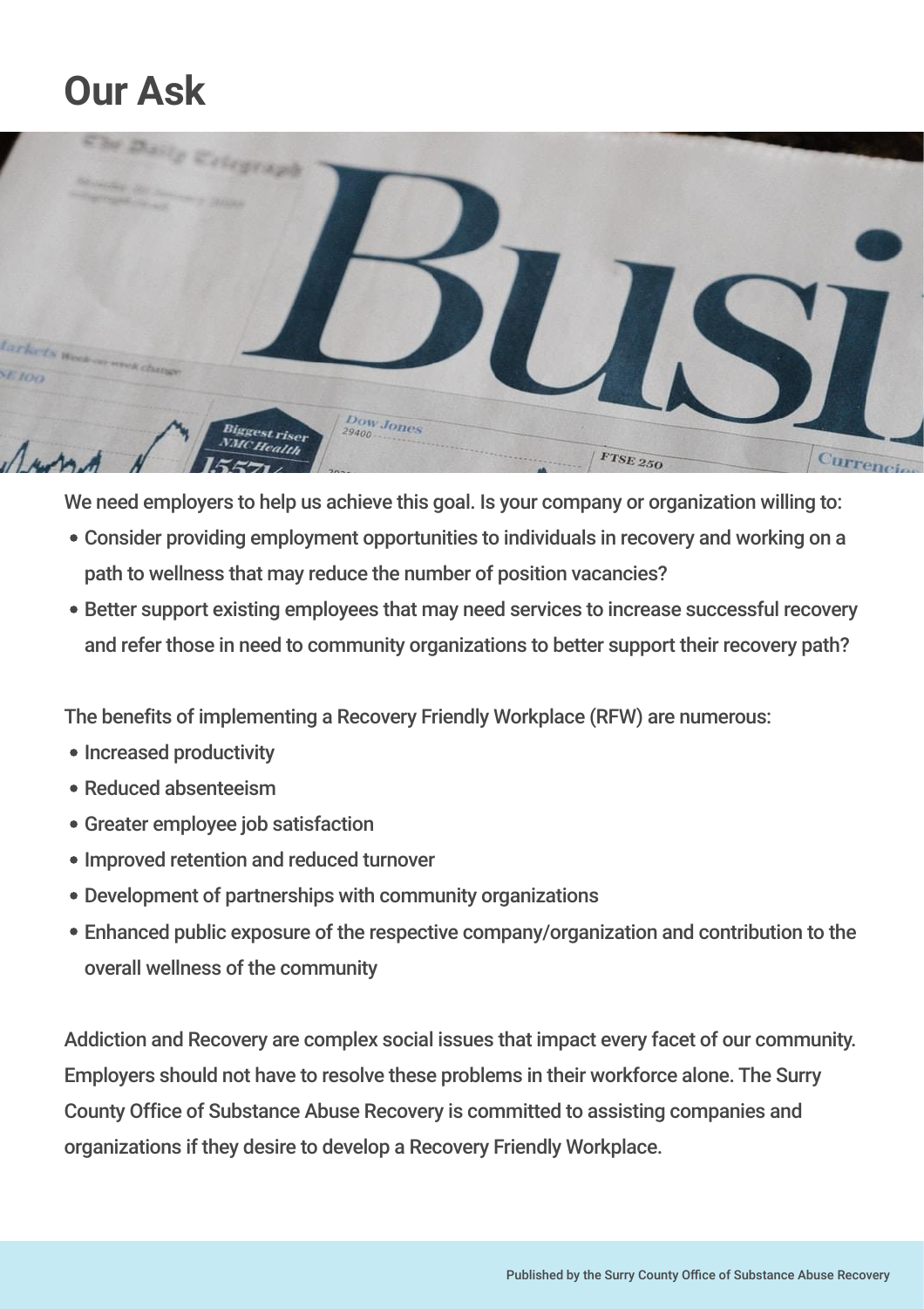# Our Ask

We need employers to help us achieve this goal. Is your company or organization willing to:

- Consider providing employment opportunities to individuals in recovery and working on a path to wellness that may reduce the number of position vacancies?
- Better support existing employees that may need services to increase successful recovery and refer those in need to community organizations to better support their recovery path?

The benefits of implementing a Recovery Friendly Workplace (RFW) are numerous:

- Increased productivity
- Reduced absenteeism
- Greater employee job satisfaction
- Improved retention and reduced turnover
- Development of partnerships with community organizations
- Enhanced public exposure of the respective company/organization and contribution to the overall wellness of the community

Addiction and Recovery are complex social issues that impact every facet of our community. Employers should not have to resolve these problems in their workforce alone. The Surry County Office of Substance Abuse Recovery is committed to assisting companies and organizations if they desire to develop a Recovery Friendly Workplace.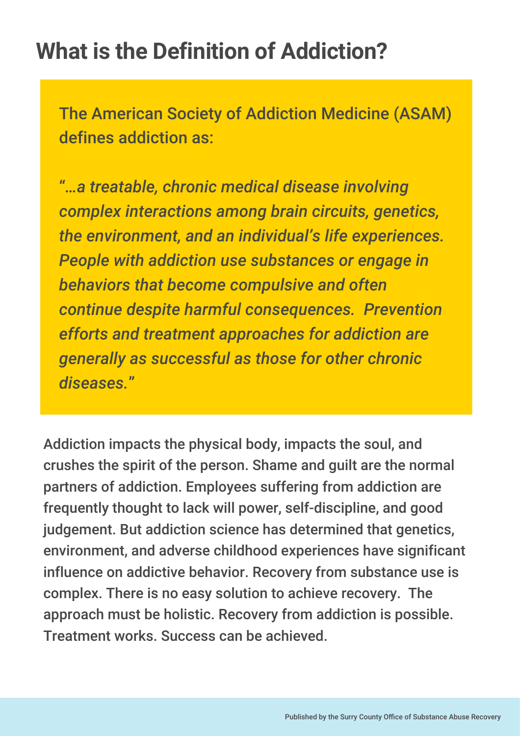# What is the Definition of Addiction?

The American Society of Addiction Medicine (ASAM) defines addiction as:

*"…a treatable, chronic medical disease involving complex interactions among brain circuits, genetics, the environment, and an individual's life experiences. People with addiction use substances or engage in behaviors that become compulsive and often continue despite harmful consequences. Prevention efforts and treatment approaches for addiction are generally as successful as those for other chronic diseases."*

Addiction impacts the physical body, impacts the soul, and crushes the spirit of the person. Shame and guilt are the normal partners of addiction. Employees suffering from addiction are frequently thought to lack will power, self-discipline, and good judgement. But addiction science has determined that genetics, environment, and adverse childhood experiences have significant influence on addictive behavior. Recovery from substance use is complex. There is no easy solution to achieve recovery. The approach must be holistic. Recovery from addiction is possible. Treatment works. Success can be achieved.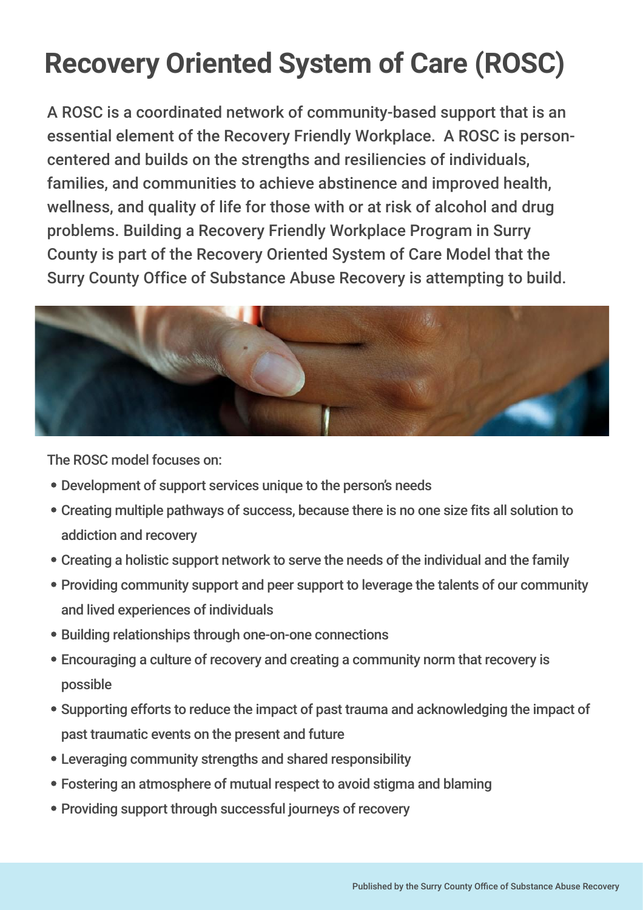# Recovery Oriented System of Care (ROSC)

A ROSC is a coordinated network of community-based support that is an essential element of the Recovery Friendly Workplace. A ROSC is person-centered and builds on the strengths and resiliencies of individuals, families, and communities to achieve abstinence and improved health, wellness, and quality of life for those with or at risk of alcohol and drug problems. Building a Recovery Friendly Workplace Program in Surry County is part of the Recovery Oriented System of Care Model that the Surry County Office of Substance Abuse Recovery is attempting to build.

The ROSC model focuses on:

- Development of support services unique to the person's needs
- Creating multiple pathways of success, because there is no one size fits all solution to addiction and recovery
- Creating a holistic support network to serve the needs of the individual and the family
- Providing community support and peer support to leverage the talents of our community and lived experiences of individuals
- Building relationships through one-on-one connections
- Encouraging a culture of recovery and creating a community norm that recovery is possible
- Supporting efforts to reduce the impact of past trauma and acknowledging the impact of past traumatic events on the present and future
- Leveraging community strengths and shared responsibility
- Fostering an atmosphere of mutual respect to avoid stigma and blaming
- Providing support through successful journeys of recovery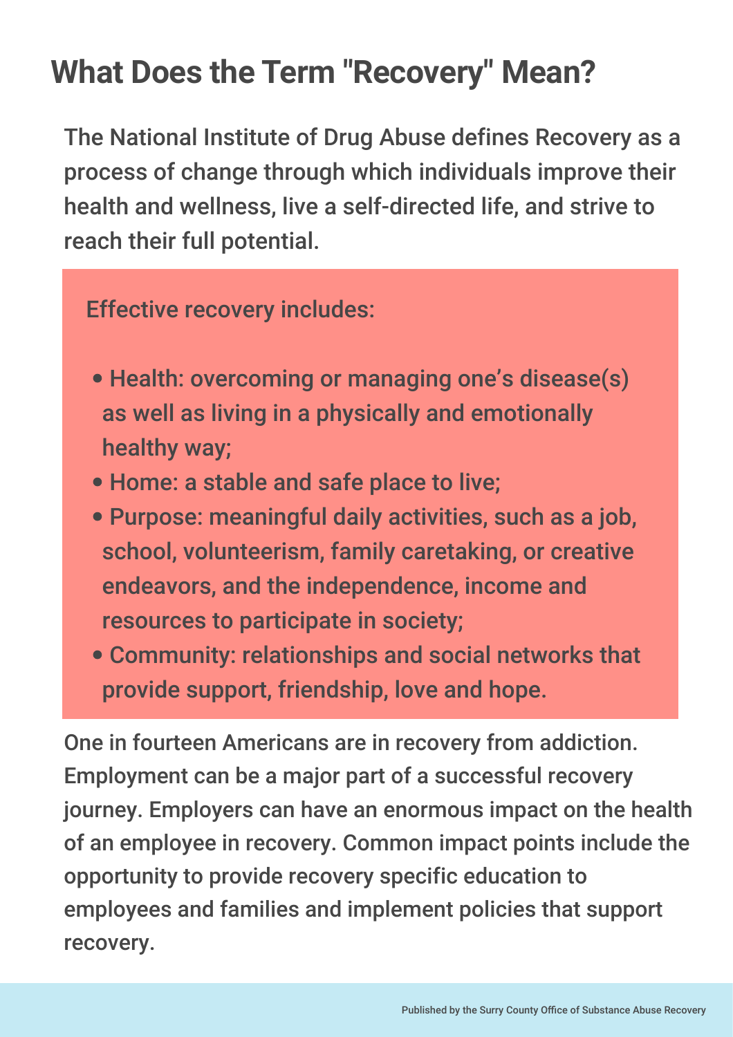# What Does the Term "Recovery" Mean?

The National Institute of Drug Abuse defines Recovery as a process of change through which individuals improve their health and wellness, live a self-directed life, and strive to reach their full potential.

Effective recovery includes:

- Health: overcoming or managing one's disease(s) as well as living in a physically and emotionally healthy way;
- Home: a stable and safe place to live;
- Purpose: meaningful daily activities, such as a job, school, volunteerism, family caretaking, or creative endeavors, and the independence, income and resources to participate in society;
- Community: relationships and social networks that provide support, friendship, love and hope.

One in fourteen Americans are in recovery from addiction. Employment can be a major part of a successful recovery journey. Employers can have an enormous impact on the health of an employee in recovery. Common impact points include the opportunity to provide recovery specific education to employees and families and implement policies that support recovery.

Published by the Surry County Office of Substance Abuse Recovery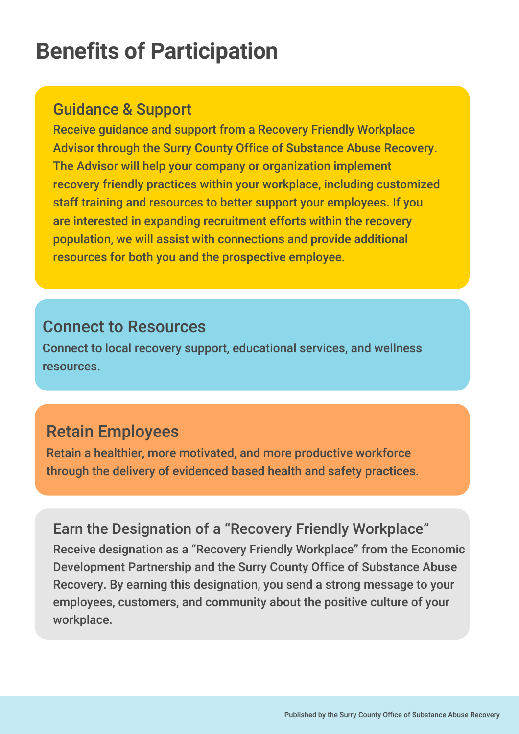# Benefits of Participation

## Guidance & Support

Receive guidance and support from a Recovery Friendly Workplace Advisor through the Surry County Office of Substance Abuse Recovery. The Advisor will help your company or organization implement recovery friendly practices within your workplace, including customized staff training and resources to better support your employees. If you are interested in expanding recruitment efforts within the recovery population, we will assist with connections and provide additional resources for both you and the prospective employee.

## Connect to Resources

Connect to local recovery support, educational services, and wellness resources.

## Retain Employees

Retain a healthier, more motivated, and more productive workforce through the delivery of evidenced based health and safety practices.

## Earn the Designation of a "Recovery Friendly Workplace"

Receive designation as a "Recovery Friendly Workplace" from the Economic Development Partnership and the Surry County Office of Substance Abuse Recovery. By earning this designation, you send a strong message to your employees, customers, and community about the positive culture of your workplace.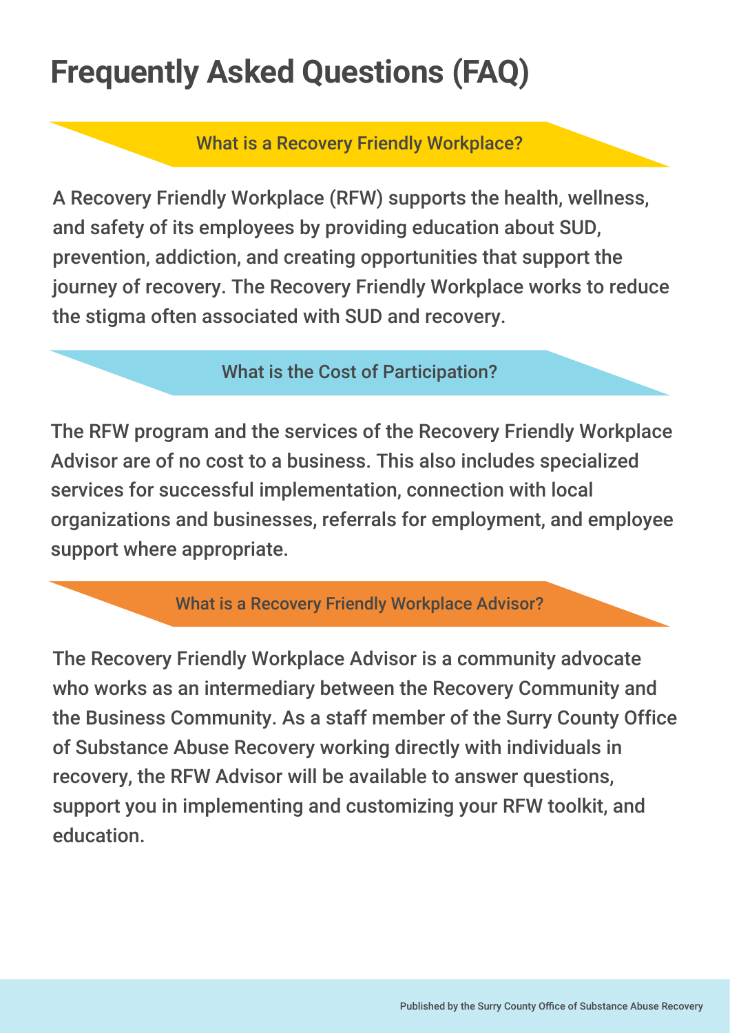# Frequently Asked Questions (FAQ)

## What is a Recovery Friendly Workplace?

A Recovery Friendly Workplace (RFW) supports the health, wellness, and safety of its employees by providing education about SUD, prevention, addiction, and creating opportunities that support the journey of recovery. The Recovery Friendly Workplace works to reduce the stigma often associated with SUD and recovery.

## What is the Cost of Participation?

The RFW program and the services of the Recovery Friendly Workplace Advisor are of no cost to a business. This also includes specialized services for successful implementation, connection with local organizations and businesses, referrals for employment, and employee support where appropriate.

## What is a Recovery Friendly Workplace Advisor?

The Recovery Friendly Workplace Advisor is a community advocate who works as an intermediary between the Recovery Community and the Business Community. As a staff member of the Surry County Office of Substance Abuse Recovery working directly with individuals in recovery, the RFW Advisor will be available to answer questions, support you in implementing and customizing your RFW toolkit, and education.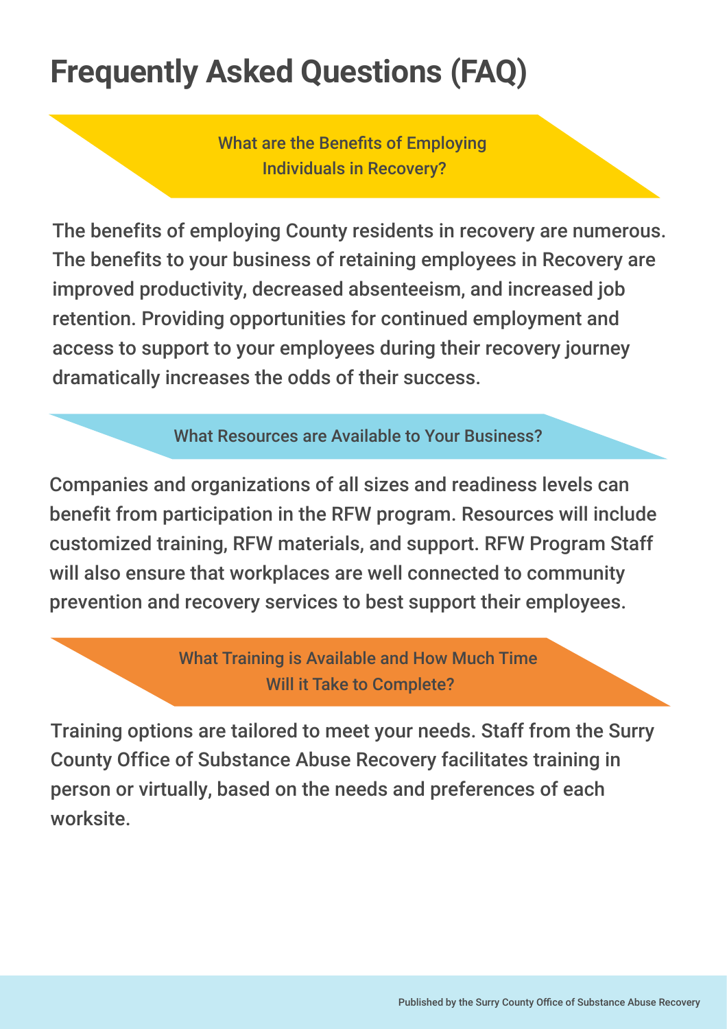# Frequently Asked Questions (FAQ)

## What are the Benefits of Employing Individuals in Recovery?

The benefits of employing County residents in recovery are numerous. The benefits to your business of retaining employees in Recovery are improved productivity, decreased absenteeism, and increased job retention. Providing opportunities for continued employment and access to support to your employees during their recovery journey dramatically increases the odds of their success.

## What Resources are Available to Your Business?

Companies and organizations of all sizes and readiness levels can benefit from participation in the RFW program. Resources will include customized training, RFW materials, and support. RFW Program Staff will also ensure that workplaces are well connected to community prevention and recovery services to best support their employees.

## What Training is Available and How Much Time Will it Take to Complete?

Training options are tailored to meet your needs. Staff from the Surry County Office of Substance Abuse Recovery facilitates training in person or virtually, based on the needs and preferences of each worksite.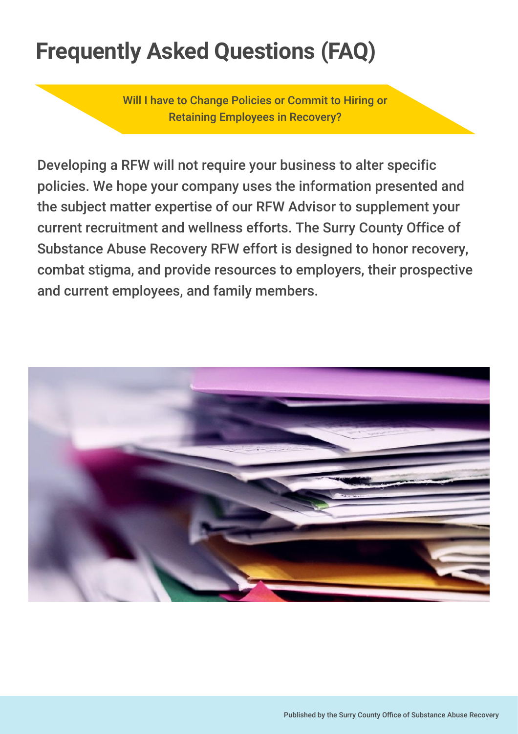# Frequently Asked Questions (FAQ)

## Will I have to Change Policies or Commit to Hiring or Retaining Employees in Recovery?

Developing a RFW will not require your business to alter specific policies. We hope your company uses the information presented and the subject matter expertise of our RFW Advisor to supplement your current recruitment and wellness efforts. The Surry County Office of Substance Abuse Recovery RFW effort is designed to honor recovery, combat stigma, and provide resources to employers, their prospective and current employees, and family members.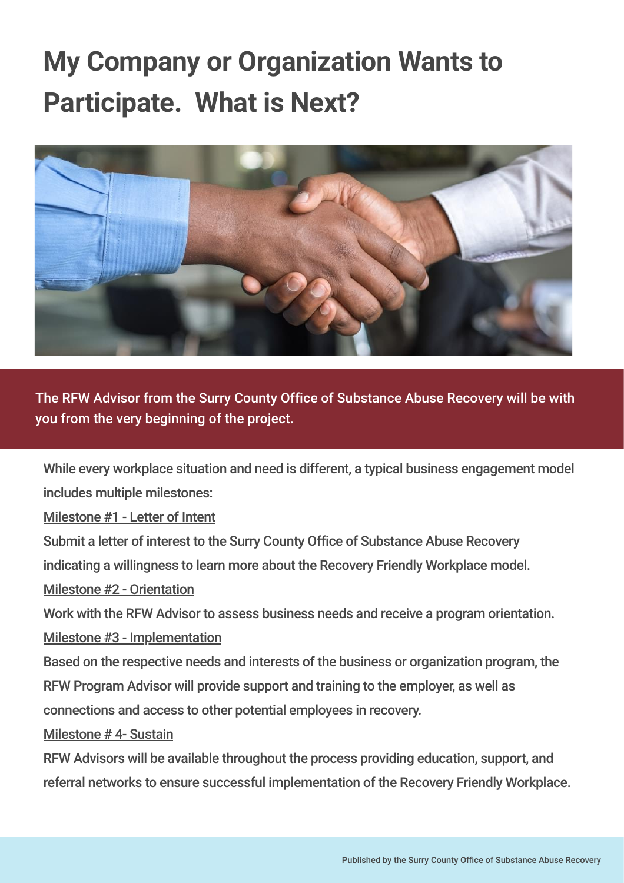# My Company or Organization Wants to Participate. What is Next?

The RFW Advisor from the Surry County Office of Substance Abuse Recovery will be with you from the very beginning of the project.

While every workplace situation and need is different, a typical business engagement model includes multiple milestones:

Milestone #1 - Letter of Intent

Submit a letter of interest to the Surry County Office of Substance Abuse Recovery indicating a willingness to learn more about the Recovery Friendly Workplace model.

Milestone #2 - Orientation

Work with the RFW Advisor to assess business needs and receive a program orientation.

Milestone #3 - Implementation

Based on the respective needs and interests of the business or organization program, the RFW Program Advisor will provide support and training to the employer, as well as connections and access to other potential employees in recovery.

Milestone # 4- Sustain

RFW Advisors will be available throughout the process providing education, support, and referral networks to ensure successful implementation of the Recovery Friendly Workplace.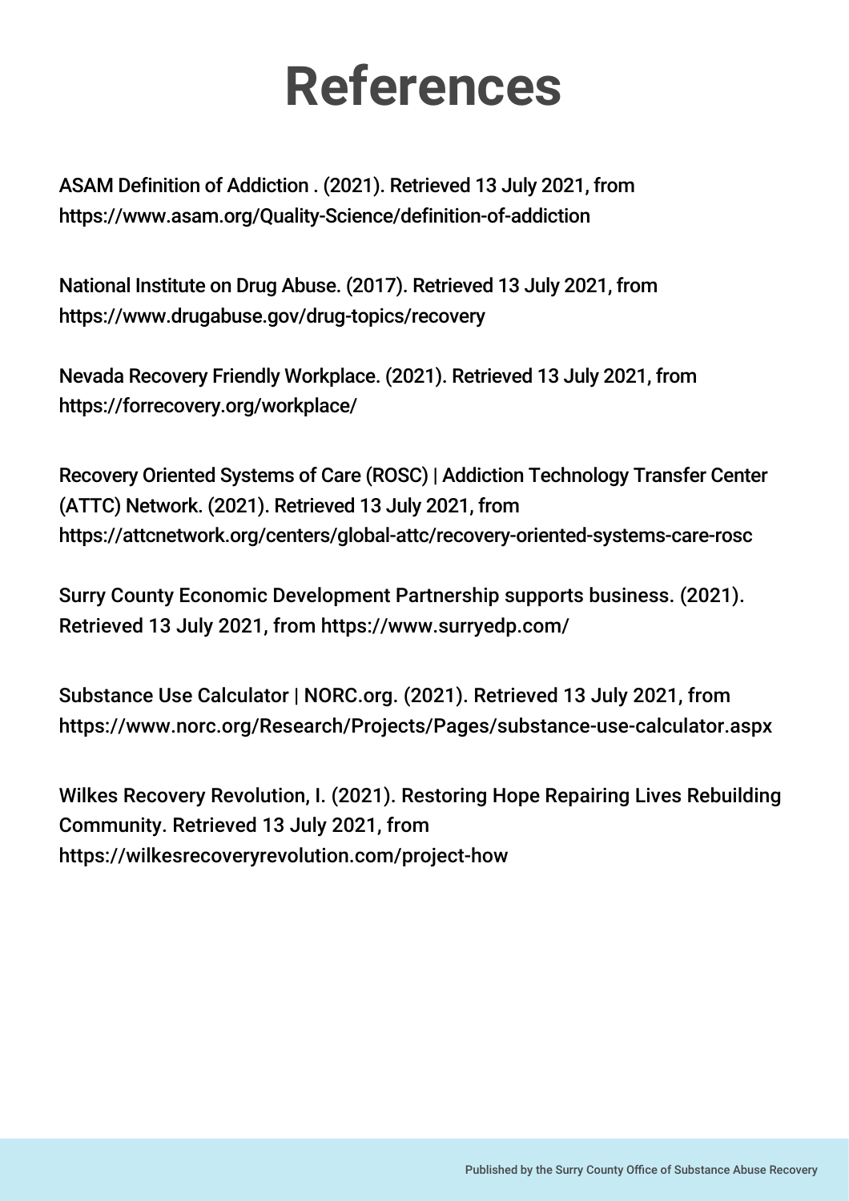# References

ASAM Definition of Addiction . (2021). Retrieved 13 July 2021, from https://www.asam.org/Quality-Science/definition-of-addiction

National Institute on Drug Abuse. (2017). Retrieved 13 July 2021, from https://www.drugabuse.gov/drug-topics/recovery

Nevada Recovery Friendly Workplace. (2021). Retrieved 13 July 2021, from https://forrecovery.org/workplace/

Recovery Oriented Systems of Care (ROSC) | Addiction Technology Transfer Center (ATTC) Network. (2021). Retrieved 13 July 2021, from https://attcnetwork.org/centers/global-attc/recovery-oriented-systems-care-rosc

Surry County Economic Development Partnership supports business. (2021). Retrieved 13 July 2021, from https://www.surryedp.com/

Substance Use Calculator | NORC.org. (2021). Retrieved 13 July 2021, from https://www.norc.org/Research/Projects/Pages/substance-use-calculator.aspx

Wilkes Recovery Revolution, I. (2021). Restoring Hope Repairing Lives Rebuilding Community. Retrieved 13 July 2021, from https://wilkesrecoveryrevolution.com/project-how

Published by the Surry County Office of Substance Abuse Recovery